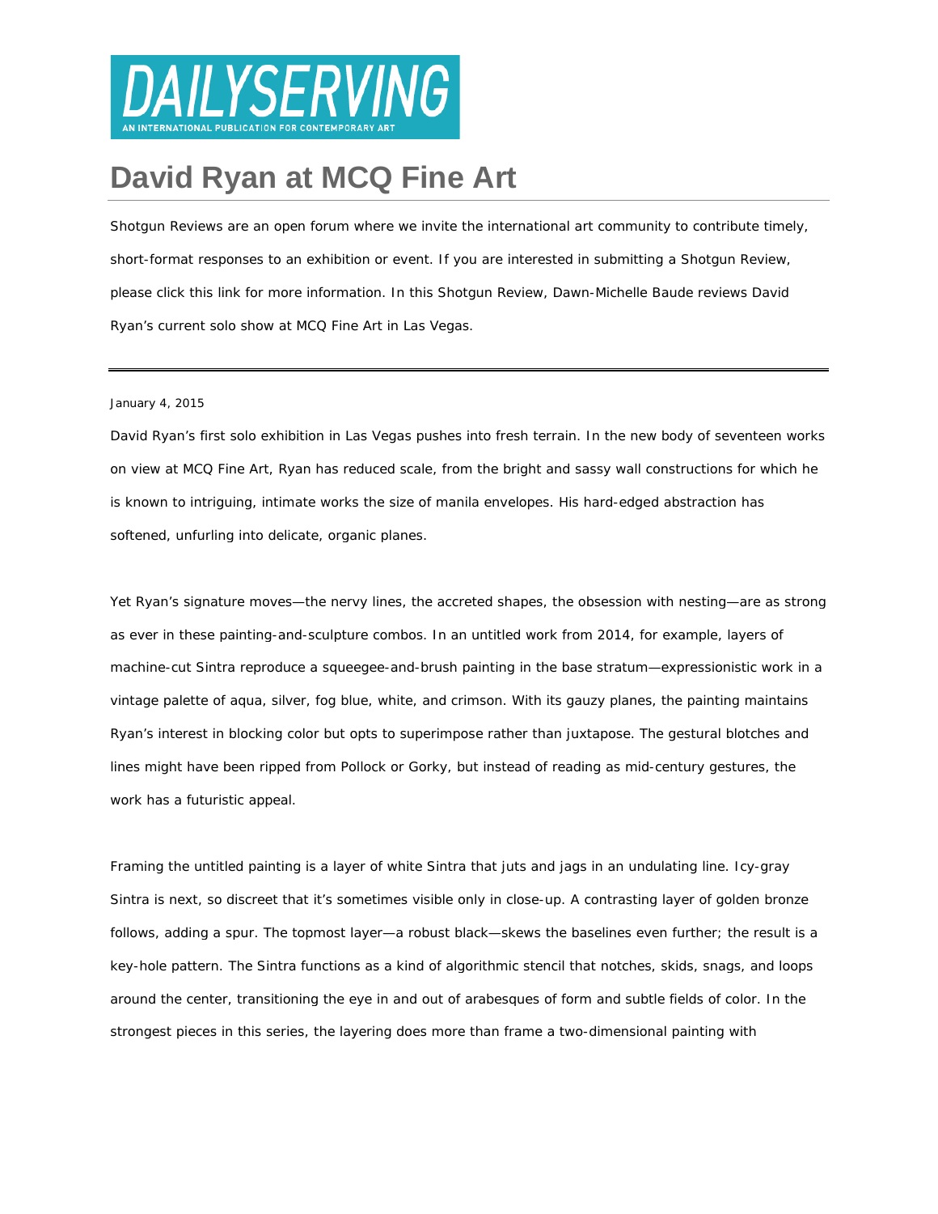# DAILYSERVING

AN INTERNATIONAL PUBLICATION FOR CONTEMPORARY ART

# David Ryan at MCQ Fine Art

Shotgun Reviews are an open forum where we invite the international art community to contribute timely, short-format responses to an exhibition or event. If you are interested in submitting a Shotgun Review, please click this link for more information. In this Shotgun Review, Dawn-Michelle Baude reviews David Ryan's current solo show at MCQ Fine Art in Las Vegas.

---

January 4, 2015

David Ryan's first solo exhibition in Las Vegas pushes into fresh terrain. In the new body of seventeen works on view at MCQ Fine Art, Ryan has reduced scale, from the bright and sassy wall constructions for which he is known to intriguing, intimate works the size of manila envelopes. His hard-edged abstraction has softened, unfurling into delicate, organic planes.

Yet Ryan's signature moves—the nervy lines, the accreted shapes, the obsession with nesting—are as strong as ever in these painting-and-sculpture combos. In an untitled work from 2014, for example, layers of machine-cut Sintra reproduce a squeegee-and-brush painting in the base stratum—expressionistic work in a vintage palette of aqua, silver, fog blue, white, and crimson. With its gauzy planes, the painting maintains Ryan's interest in blocking color but opts to superimpose rather than juxtapose. The gestural blotches and lines might have been ripped from Pollock or Gorky, but instead of reading as mid-century gestures, the work has a futuristic appeal.

Framing the untitled painting is a layer of white Sintra that juts and jags in an undulating line. Icy-gray Sintra is next, so discreet that it's sometimes visible only in close-up. A contrasting layer of golden bronze follows, adding a spur. The topmost layer—a robust black—skews the baselines even further; the result is a key-hole pattern. The Sintra functions as a kind of algorithmic stencil that notches, skids, snags, and loops around the center, transitioning the eye in and out of arabesques of form and subtle fields of color. In the strongest pieces in this series, the layering does more than frame a two-dimensional painting with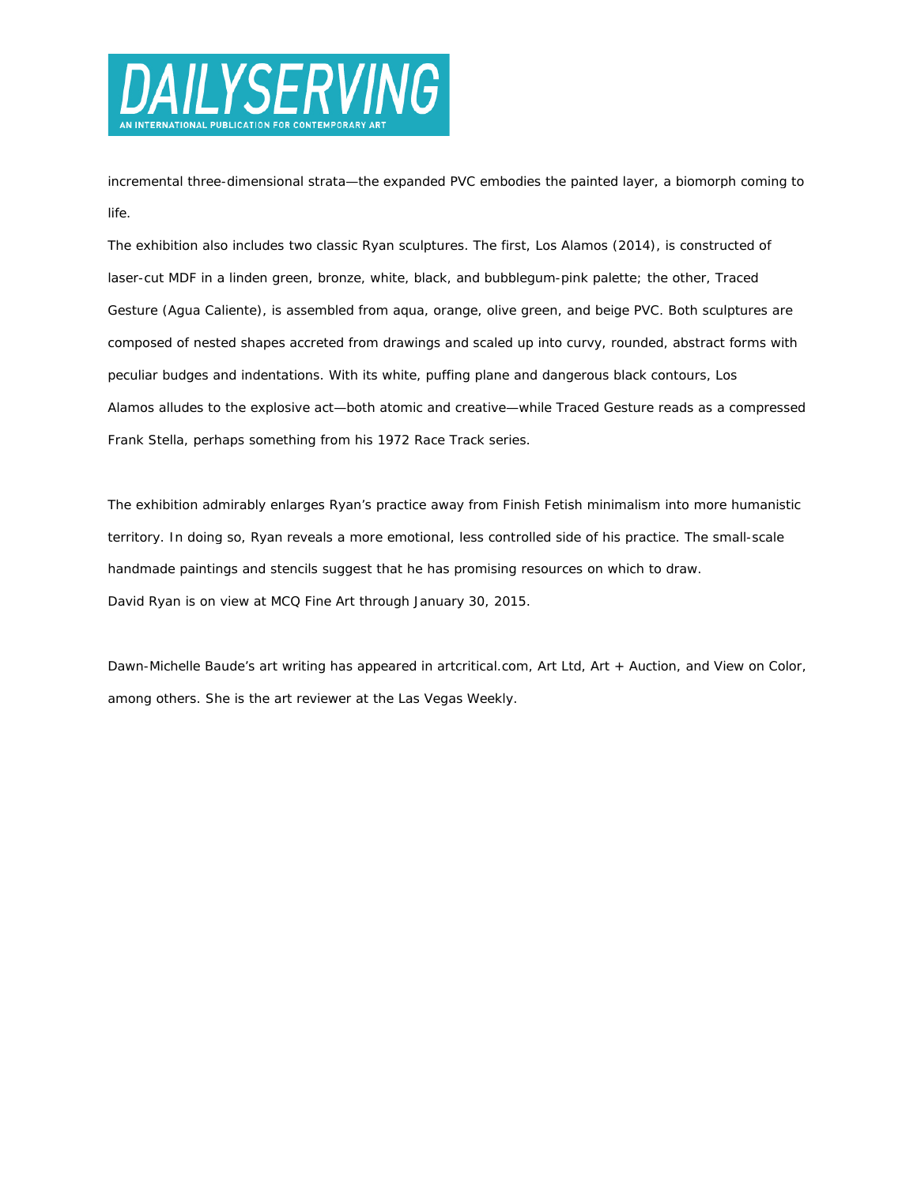incremental three-dimensional strata—the expanded PVC embodies the painted layer, a biomorph coming to life.

The exhibition also includes two classic Ryan sculptures. The first, Los Alamos (2014), is constructed of laser-cut MDF in a linden green, bronze, white, black, and bubblegum-pink palette; the other, Traced Gesture (Agua Caliente), is assembled from aqua, orange, olive green, and beige PVC. Both sculptures are composed of nested shapes accreted from drawings and scaled up into curvy, rounded, abstract forms with peculiar budges and indentations. With its white, puffing plane and dangerous black contours, Los Alamos alludes to the explosive act—both atomic and creative—while Traced Gesture reads as a compressed Frank Stella, perhaps something from his 1972 Race Track series.

The exhibition admirably enlarges Ryan's practice away from Finish Fetish minimalism into more humanistic territory. In doing so, Ryan reveals a more emotional, less controlled side of his practice. The small-scale handmade paintings and stencils suggest that he has promising resources on which to draw.

David Ryan is on view at MCQ Fine Art through January 30, 2015.

Dawn-Michelle Baude's art writing has appeared in artcritical.com, Art Ltd, Art + Auction, and View on Color, among others. She is the art reviewer at the Las Vegas Weekly.